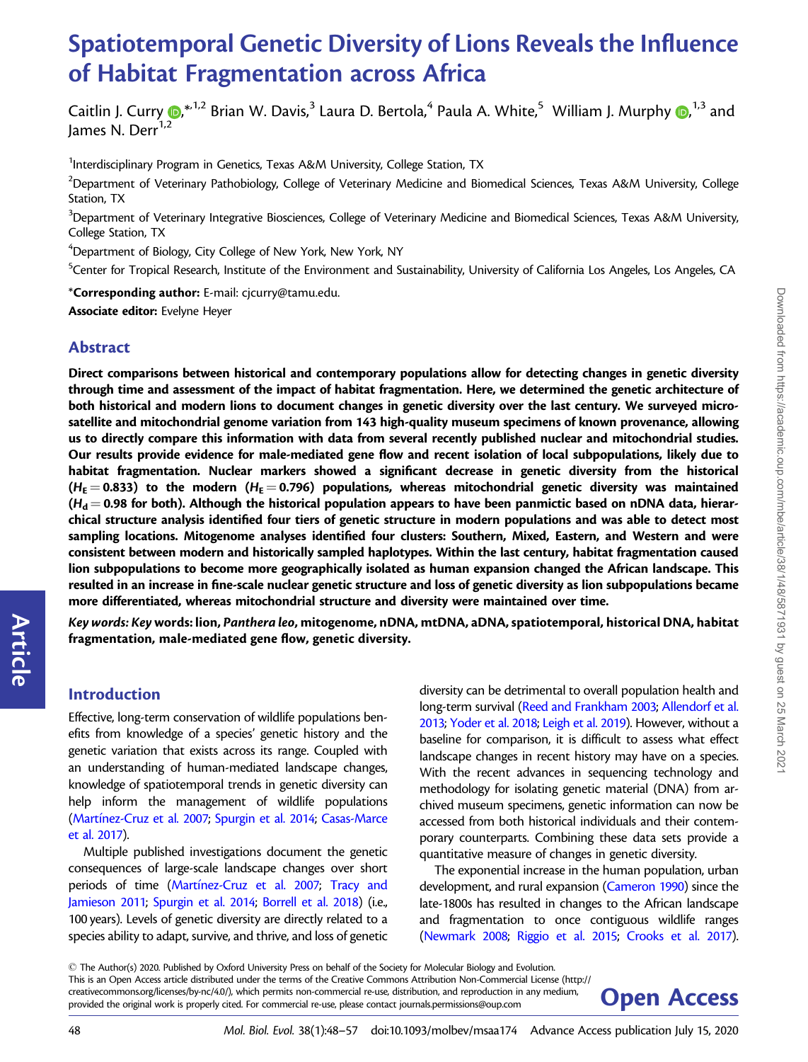# Spatiotemporal Genetic Diversity of Lions Reveals the Influence of Habitat Fragmentation across Africa

Caitlin J. Curry,*[1,2] Brian W. Davis,[3] Laura D. Bertola,[4] Paula A. White,[5] William J. Murphy,[1,3] and James N. Derr[1,2]

[1]Interdisciplinary Program in Genetics, Texas A&M University, College Station, TX

[2]Department of Veterinary Pathobiology, College of Veterinary Medicine and Biomedical Sciences, Texas A&M University, College Station, TX

[3]Department of Veterinary Integrative Biosciences, College of Veterinary Medicine and Biomedical Sciences, Texas A&M University, College Station, TX

[4]Department of Biology, City College of New York, New York, NY

[5]Center for Tropical Research, Institute of the Environment and Sustainability, University of California Los Angeles, Los Angeles, CA

***Corresponding author:** E-mail: cjcurry@tamu.edu.

**Associate editor:** Evelyne Heyer

## Abstract

**Direct comparisons between historical and contemporary populations allow for detecting changes in genetic diversity through time and assessment of the impact of habitat fragmentation. Here, we determined the genetic architecture of both historical and modern lions to document changes in genetic diversity over the last century. We surveyed microsatellite and mitochondrial genome variation from 143 high-quality museum specimens of known provenance, allowing us to directly compare this information with data from several recently published nuclear and mitochondrial studies. Our results provide evidence for male-mediated gene flow and recent isolation of local subpopulations, likely due to habitat fragmentation. Nuclear markers showed a significant decrease in genetic diversity from the historical ($H_E = 0.833$) to the modern ($H_E = 0.796$) populations, whereas mitochondrial genetic diversity was maintained ($H_d = 0.98$ for both). Although the historical population appears to have been panmictic based on nDNA data, hierarchical structure analysis identified four tiers of genetic structure in modern populations and was able to detect most sampling locations. Mitogenome analyses identified four clusters: Southern, Mixed, Eastern, and Western and were consistent between modern and historically sampled haplotypes. Within the last century, habitat fragmentation caused lion subpopulations to become more geographically isolated as human expansion changed the African landscape. This resulted in an increase in fine-scale nuclear genetic structure and loss of genetic diversity as lion subpopulations became more differentiated, whereas mitochondrial structure and diversity were maintained over time.**

***Key words: Key* words: lion, *Panthera leo*, mitogenome, nDNA, mtDNA, aDNA, spatiotemporal, historical DNA, habitat fragmentation, male-mediated gene flow, genetic diversity.**

## Introduction

Effective, long-term conservation of wildlife populations benefits from knowledge of a species' genetic history and the genetic variation that exists across its range. Coupled with an understanding of human-mediated landscape changes, knowledge of spatiotemporal trends in genetic diversity can help inform the management of wildlife populations (Martínez-Cruz et al. 2007; Spurgin et al. 2014; Casas-Marce et al. 2017).

Multiple published investigations document the genetic consequences of large-scale landscape changes over short periods of time (Martínez-Cruz et al. 2007; Tracy and Jamieson 2011; Spurgin et al. 2014; Borrell et al. 2018) (i.e., 100 years). Levels of genetic diversity are directly related to a species ability to adapt, survive, and thrive, and loss of genetic diversity can be detrimental to overall population health and long-term survival (Reed and Frankham 2003; Allendorf et al. 2013; Yoder et al. 2018; Leigh et al. 2019). However, without a baseline for comparison, it is difficult to assess what effect landscape changes in recent history may have on a species. With the recent advances in sequencing technology and methodology for isolating genetic material (DNA) from archived museum specimens, genetic information can now be accessed from both historical individuals and their contemporary counterparts. Combining these data sets provide a quantitative measure of changes in genetic diversity.

The exponential increase in the human population, urban development, and rural expansion (Cameron 1990) since the late-1800s has resulted in changes to the African landscape and fragmentation to once contiguous wildlife ranges (Newmark 2008; Riggio et al. 2015; Crooks et al. 2017).

© The Author(s) 2020. Published by Oxford University Press on behalf of the Society for Molecular Biology and Evolution. This is an Open Access article distributed under the terms of the Creative Commons Attribution Non-Commercial License (http://creativecommons.org/licenses/by-nc/4.0/), which permits non-commercial re-use, distribution, and reproduction in any medium, provided the original work is properly cited. For commercial re-use, please contact journals.permissions@oup.com

**Open Access**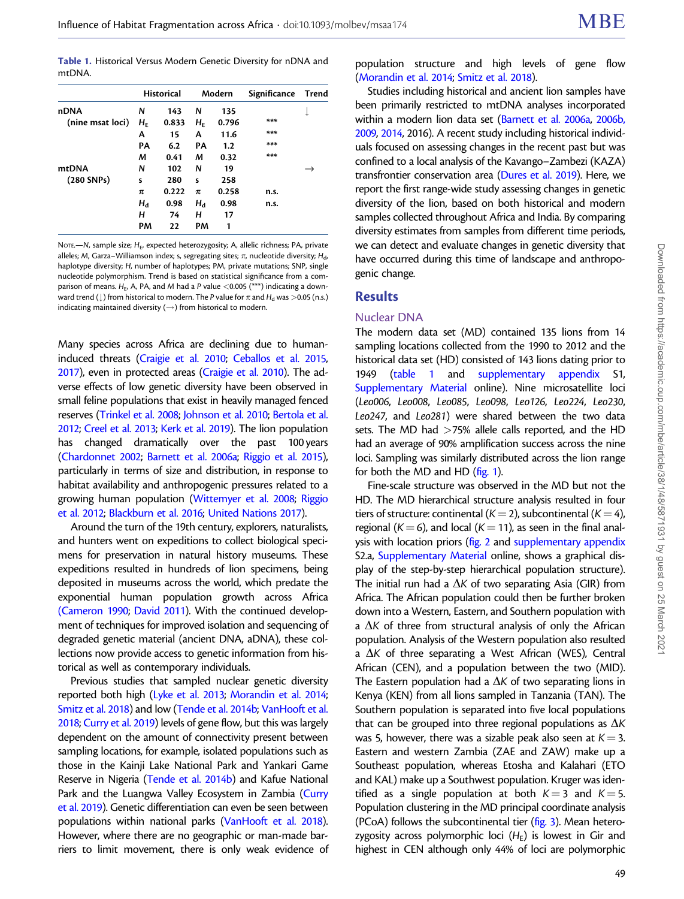**Table 1.** Historical Versus Modern Genetic Diversity for nDNA and mtDNA.

| | Historical | | Modern | | Significance | Trend |
|---|---|---|---|---|---|---|
| nDNA | $N$ | 143 | $N$ | 135 | | ↓ |
| (nine msat loci) | $H_E$ | 0.833 | $H_E$ | 0.796 | *** | |
| | A | 15 | A | 11.6 | *** | |
| | PA | 6.2 | PA | 1.2 | *** | |
| | $M$ | 0.41 | $M$ | 0.32 | *** | |
| mtDNA | $N$ | 102 | $N$ | 19 | | → |
| (280 SNPs) | s | 280 | s | 258 | | |
| | $\pi$ | 0.222 | $\pi$ | 0.258 | n.s. | |
| | $H_d$ | 0.98 | $H_d$ | 0.98 | n.s. | |
| | $H$ | 74 | $H$ | 17 | | |
| | PM | 22 | PM | 1 | | |

Note.—$N$, sample size; $H_E$, expected heterozygosity; A, allelic richness; PA, private alleles; $M$, Garza–Williamson index; s, segregating sites; $\pi$, nucleotide diversity; $H_d$, haplotype diversity; $H$, number of haplotypes; PM, private mutations; SNP, single nucleotide polymorphism. Trend is based on statistical significance from a comparison of means. $H_E$, A, PA, and $M$ had a $P$ value $<0.005$ (***) indicating a downward trend (↓) from historical to modern. The $P$ value for $\pi$ and $H_d$ was $>0.05$ (n.s.) indicating maintained diversity (→) from historical to modern.

Many species across Africa are declining due to human-induced threats (Craigie et al. 2010; Ceballos et al. 2015, 2017), even in protected areas (Craigie et al. 2010). The adverse effects of low genetic diversity have been observed in small feline populations that exist in heavily managed fenced reserves (Trinkel et al. 2008; Johnson et al. 2010; Bertola et al. 2012; Creel et al. 2013; Kerk et al. 2019). The lion population has changed dramatically over the past 100 years (Chardonnet 2002; Barnett et al. 2006a; Riggio et al. 2015), particularly in terms of size and distribution, in response to habitat availability and anthropogenic pressures related to a growing human population (Wittemyer et al. 2008; Riggio et al. 2012; Blackburn et al. 2016; United Nations 2017).

Around the turn of the 19th century, explorers, naturalists, and hunters went on expeditions to collect biological specimens for preservation in natural history museums. These expeditions resulted in hundreds of lion specimens, being deposited in museums across the world, which predate the exponential human population growth across Africa (Cameron 1990; David 2011). With the continued development of techniques for improved isolation and sequencing of degraded genetic material (ancient DNA, aDNA), these collections now provide access to genetic information from historical as well as contemporary individuals.

Previous studies that sampled nuclear genetic diversity reported both high (Lyke et al. 2013; Morandin et al. 2014; Smitz et al. 2018) and low (Tende et al. 2014b; VanHooft et al. 2018; Curry et al. 2019) levels of gene flow, but this was largely dependent on the amount of connectivity present between sampling locations, for example, isolated populations such as those in the Kainji Lake National Park and Yankari Game Reserve in Nigeria (Tende et al. 2014b) and Kafue National Park and the Luangwa Valley Ecosystem in Zambia (Curry et al. 2019). Genetic differentiation can even be seen between populations within national parks (VanHooft et al. 2018). However, where there are no geographic or man-made barriers to limit movement, there is only weak evidence of population structure and high levels of gene flow (Morandin et al. 2014; Smitz et al. 2018).

Studies including historical and ancient lion samples have been primarily restricted to mtDNA analyses incorporated within a modern lion data set (Barnett et al. 2006a, 2006b, 2009, 2014, 2016). A recent study including historical individuals focused on assessing changes in the recent past but was confined to a local analysis of the Kavango–Zambezi (KAZA) transfrontier conservation area (Dures et al. 2019). Here, we report the first range-wide study assessing changes in genetic diversity of the lion, based on both historical and modern samples collected throughout Africa and India. By comparing diversity estimates from samples from different time periods, we can detect and evaluate changes in genetic diversity that have occurred during this time of landscape and anthropogenic change.

## Results

### Nuclear DNA

The modern data set (MD) contained 135 lions from 14 sampling locations collected from the 1990 to 2012 and the historical data set (HD) consisted of 143 lions dating prior to 1949 (table 1 and supplementary appendix S1, Supplementary Material online). Nine microsatellite loci (*Leo006*, *Leo008*, *Leo085*, *Leo098*, *Leo126*, *Leo224*, *Leo230*, *Leo247*, and *Leo281*) were shared between the two data sets. The MD had >75% allele calls reported, and the HD had an average of 90% amplification success across the nine loci. Sampling was similarly distributed across the lion range for both the MD and HD (fig. 1).

Fine-scale structure was observed in the MD but not the HD. The MD hierarchical structure analysis resulted in four tiers of structure: continental ($K = 2$), subcontinental ($K = 4$), regional ($K = 6$), and local ($K = 11$), as seen in the final analysis with location priors (fig. 2 and supplementary appendix S2.a, Supplementary Material online, shows a graphical display of the step-by-step hierarchical population structure). The initial run had a $\Delta K$ of two separating Asia (GIR) from Africa. The African population could then be further broken down into a Western, Eastern, and Southern population with a $\Delta K$ of three from structural analysis of only the African population. Analysis of the Western population also resulted a $\Delta K$ of three separating a West African (WES), Central African (CEN), and a population between the two (MID). The Eastern population had a $\Delta K$ of two separating lions in Kenya (KEN) from all lions sampled in Tanzania (TAN). The Southern population is separated into five local populations that can be grouped into three regional populations as $\Delta K$ was 5, however, there was a sizable peak also seen at $K = 3$. Eastern and western Zambia (ZAE and ZAW) make up a Southeast population, whereas Etosha and Kalahari (ETO and KAL) make up a Southwest population. Kruger was identified as a single population at both $K = 3$ and $K = 5$. Population clustering in the MD principal coordinate analysis (PCoA) follows the subcontinental tier (fig. 3). Mean heterozygosity across polymorphic loci ($H_E$) is lowest in Gir and highest in CEN although only 44% of loci are polymorphic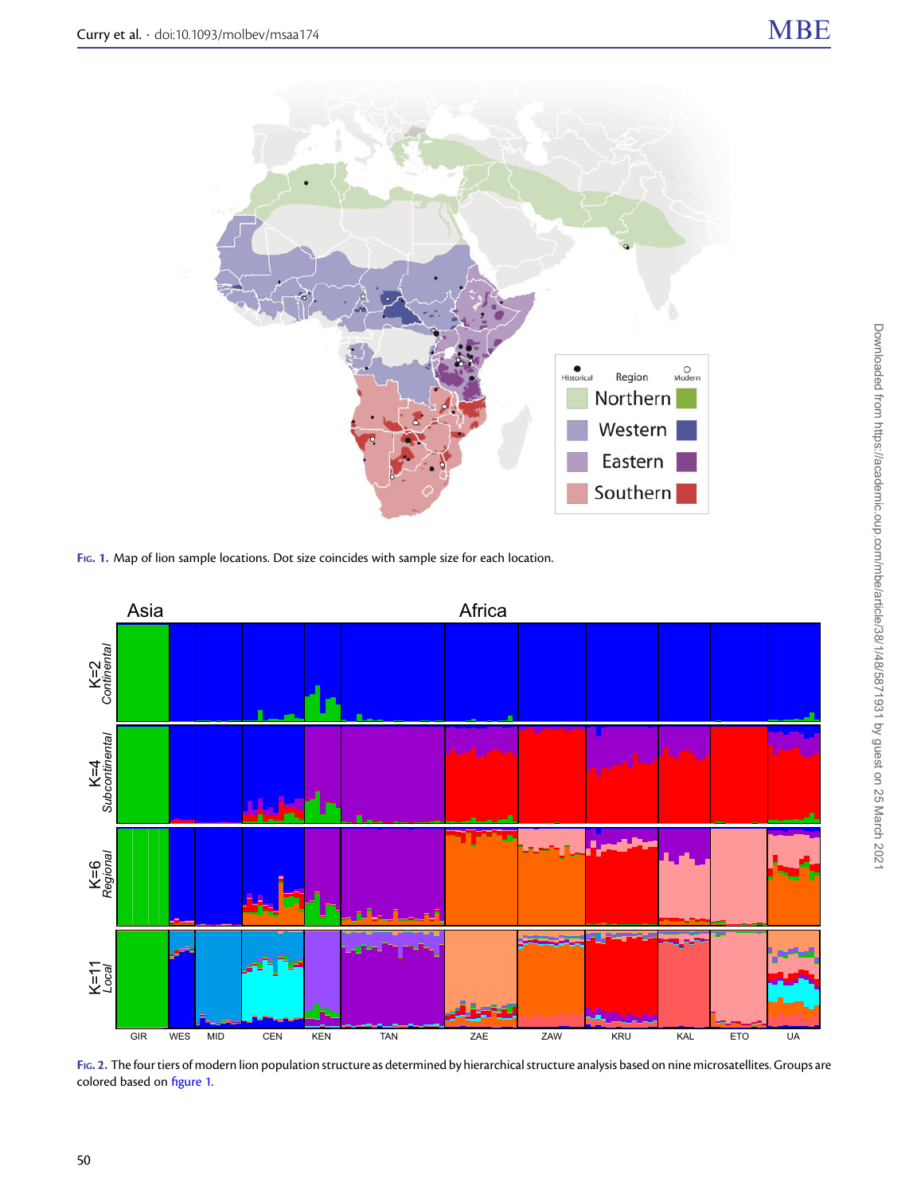Fig. 1. Map of lion sample locations. Dot size coincides with sample size for each location.

Fig. 2. The four tiers of modern lion population structure as determined by hierarchical structure analysis based on nine microsatellites. Groups are colored based on figure 1.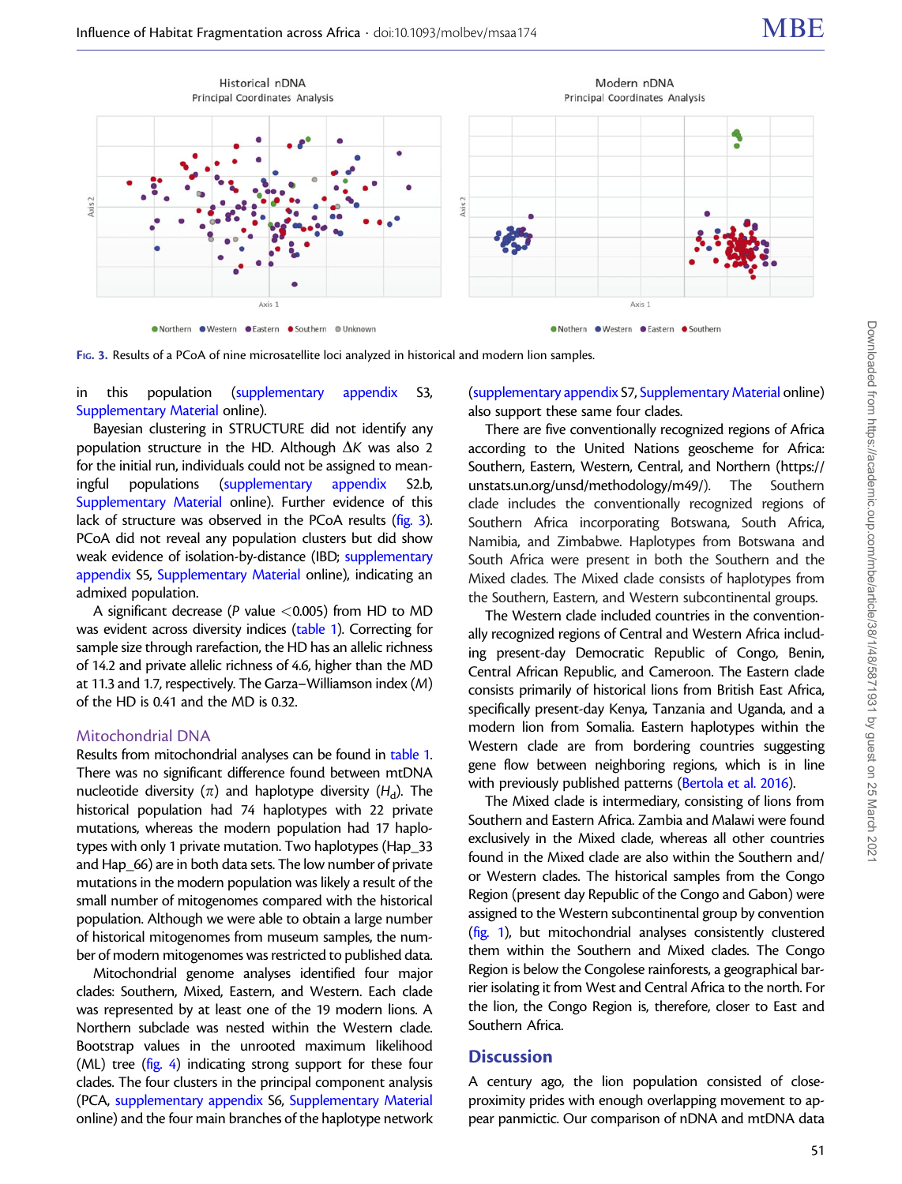Fig. 3. Results of a PCoA of nine microsatellite loci analyzed in historical and modern lion samples.

in this population (supplementary appendix S3, Supplementary Material online).

Bayesian clustering in STRUCTURE did not identify any population structure in the HD. Although $\Delta K$ was also 2 for the initial run, individuals could not be assigned to meaningful populations (supplementary appendix S2.b, Supplementary Material online). Further evidence of this lack of structure was observed in the PCoA results (fig. 3). PCoA did not reveal any population clusters but did show weak evidence of isolation-by-distance (IBD; supplementary appendix S5, Supplementary Material online), indicating an admixed population.

A significant decrease ($P$ value $<0.005$) from HD to MD was evident across diversity indices (table 1). Correcting for sample size through rarefaction, the HD has an allelic richness of 14.2 and private allelic richness of 4.6, higher than the MD at 11.3 and 1.7, respectively. The Garza–Williamson index ($M$) of the HD is 0.41 and the MD is 0.32.

## Mitochondrial DNA

Results from mitochondrial analyses can be found in table 1. There was no significant difference found between mtDNA nucleotide diversity ($\pi$) and haplotype diversity ($H_d$). The historical population had 74 haplotypes with 22 private mutations, whereas the modern population had 17 haplotypes with only 1 private mutation. Two haplotypes (Hap_33 and Hap_66) are in both data sets. The low number of private mutations in the modern population was likely a result of the small number of mitogenomes compared with the historical population. Although we were able to obtain a large number of historical mitogenomes from museum samples, the number of modern mitogenomes was restricted to published data.

Mitochondrial genome analyses identified four major clades: Southern, Mixed, Eastern, and Western. Each clade was represented by at least one of the 19 modern lions. A Northern subclade was nested within the Western clade. Bootstrap values in the unrooted maximum likelihood (ML) tree (fig. 4) indicating strong support for these four clades. The four clusters in the principal component analysis (PCA, supplementary appendix S6, Supplementary Material online) and the four main branches of the haplotype network (supplementary appendix S7, Supplementary Material online) also support these same four clades.

There are five conventionally recognized regions of Africa according to the United Nations geoscheme for Africa: Southern, Eastern, Western, Central, and Northern (https://unstats.un.org/unsd/methodology/m49/). The Southern clade includes the conventionally recognized regions of Southern Africa incorporating Botswana, South Africa, Namibia, and Zimbabwe. Haplotypes from Botswana and South Africa were present in both the Southern and the Mixed clades. The Mixed clade consists of haplotypes from the Southern, Eastern, and Western subcontinental groups.

The Western clade included countries in the conventionally recognized regions of Central and Western Africa including present-day Democratic Republic of Congo, Benin, Central African Republic, and Cameroon. The Eastern clade consists primarily of historical lions from British East Africa, specifically present-day Kenya, Tanzania and Uganda, and a modern lion from Somalia. Eastern haplotypes within the Western clade are from bordering countries suggesting gene flow between neighboring regions, which is in line with previously published patterns (Bertola et al. 2016).

The Mixed clade is intermediary, consisting of lions from Southern and Eastern Africa. Zambia and Malawi were found exclusively in the Mixed clade, whereas all other countries found in the Mixed clade are also within the Southern and/or Western clades. The historical samples from the Congo Region (present day Republic of the Congo and Gabon) were assigned to the Western subcontinental group by convention (fig. 1), but mitochondrial analyses consistently clustered them within the Southern and Mixed clades. The Congo Region is below the Congolese rainforests, a geographical barrier isolating it from West and Central Africa to the north. For the lion, the Congo Region is, therefore, closer to East and Southern Africa.

# Discussion

A century ago, the lion population consisted of close-proximity prides with enough overlapping movement to appear panmictic. Our comparison of nDNA and mtDNA data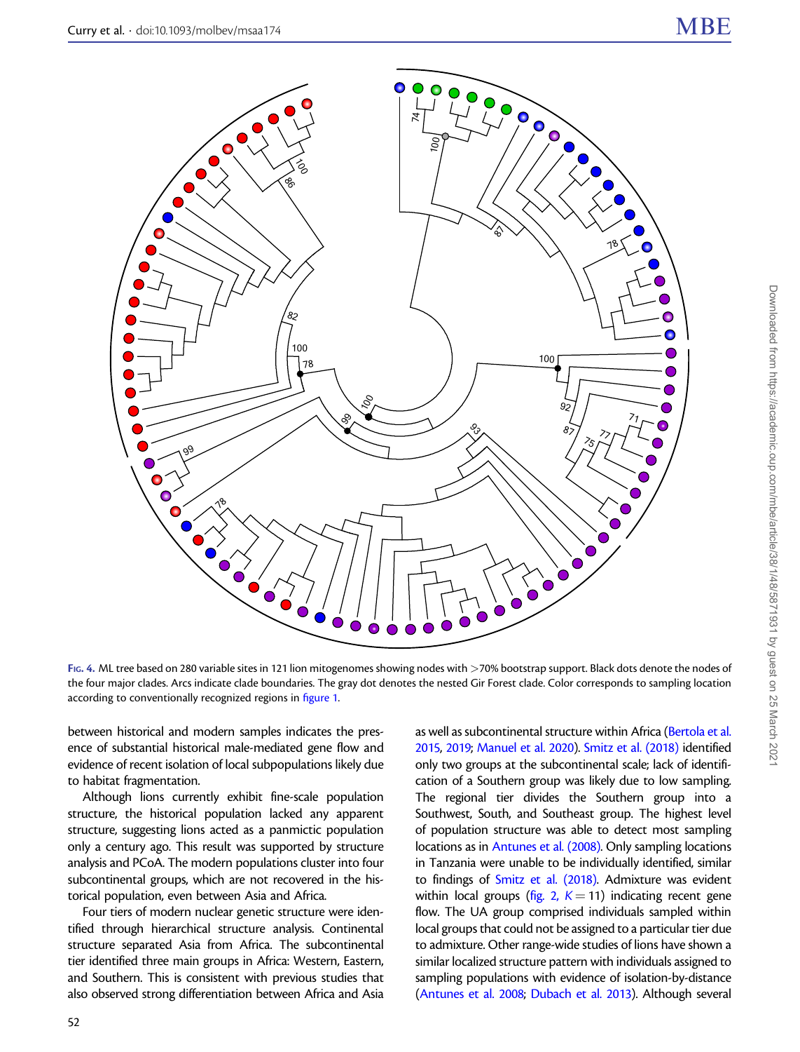Fig. 4. ML tree based on 280 variable sites in 121 lion mitogenomes showing nodes with >70% bootstrap support. Black dots denote the nodes of the four major clades. Arcs indicate clade boundaries. The gray dot denotes the nested Gir Forest clade. Color corresponds to sampling location according to conventionally recognized regions in figure 1.

between historical and modern samples indicates the presence of substantial historical male-mediated gene flow and evidence of recent isolation of local subpopulations likely due to habitat fragmentation.

Although lions currently exhibit fine-scale population structure, the historical population lacked any apparent structure, suggesting lions acted as a panmictic population only a century ago. This result was supported by structure analysis and PCoA. The modern populations cluster into four subcontinental groups, which are not recovered in the historical population, even between Asia and Africa.

Four tiers of modern nuclear genetic structure were identified through hierarchical structure analysis. Continental structure separated Asia from Africa. The subcontinental tier identified three main groups in Africa: Western, Eastern, and Southern. This is consistent with previous studies that also observed strong differentiation between Africa and Asia as well as subcontinental structure within Africa (Bertola et al. 2015, 2019; Manuel et al. 2020). Smitz et al. (2018) identified only two groups at the subcontinental scale; lack of identification of a Southern group was likely due to low sampling. The regional tier divides the Southern group into a Southwest, South, and Southeast group. The highest level of population structure was able to detect most sampling locations as in Antunes et al. (2008). Only sampling locations in Tanzania were unable to be individually identified, similar to findings of Smitz et al. (2018). Admixture was evident within local groups (fig. 2, $K = 11$) indicating recent gene flow. The UA group comprised individuals sampled within local groups that could not be assigned to a particular tier due to admixture. Other range-wide studies of lions have shown a similar localized structure pattern with individuals assigned to sampling populations with evidence of isolation-by-distance (Antunes et al. 2008; Dubach et al. 2013). Although several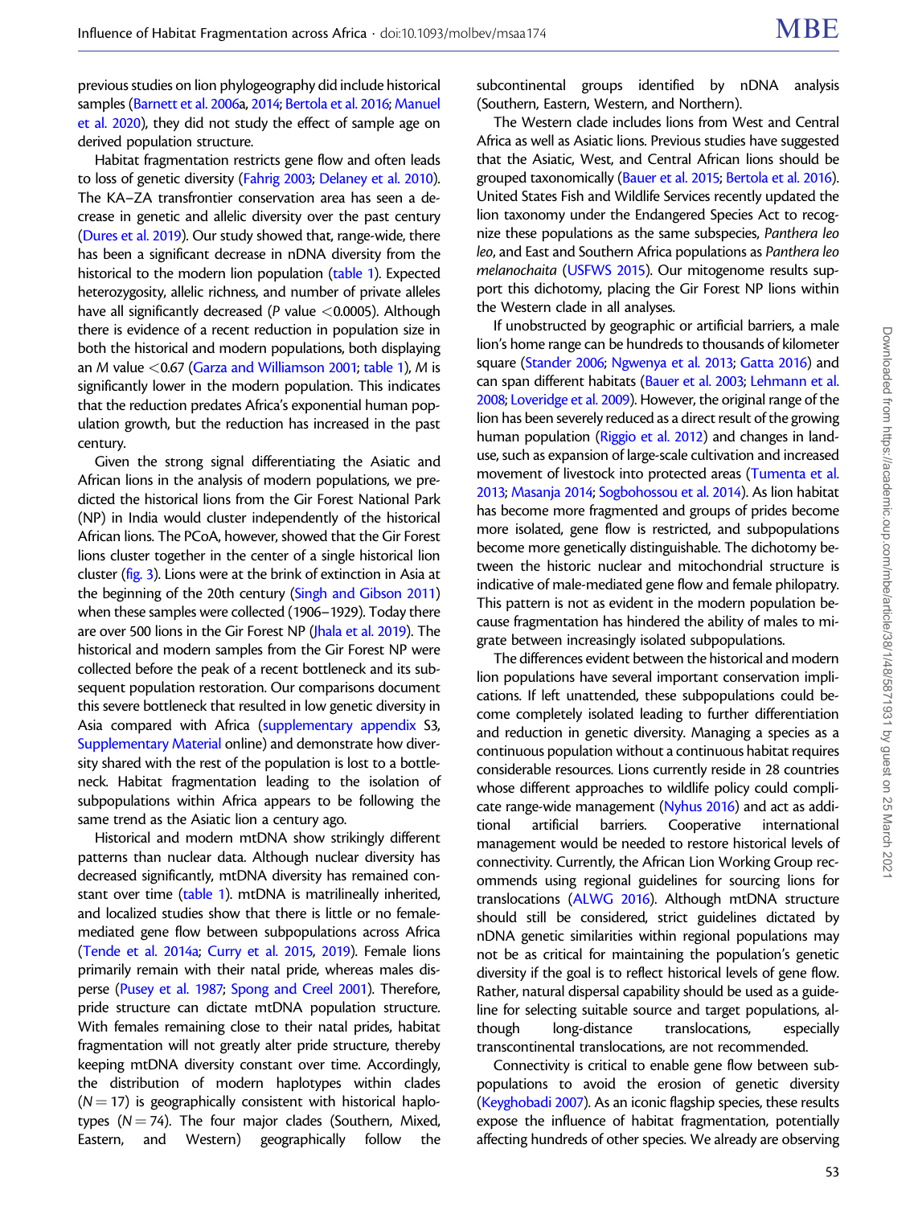previous studies on lion phylogeography did include historical samples (Barnett et al. 2006a, 2014; Bertola et al. 2016; Manuel et al. 2020), they did not study the effect of sample age on derived population structure.

Habitat fragmentation restricts gene flow and often leads to loss of genetic diversity (Fahrig 2003; Delaney et al. 2010). The KA–ZA transfrontier conservation area has seen a decrease in genetic and allelic diversity over the past century (Dures et al. 2019). Our study showed that, range-wide, there has been a significant decrease in nDNA diversity from the historical to the modern lion population (table 1). Expected heterozygosity, allelic richness, and number of private alleles have all significantly decreased ($P$ value $<0.0005$). Although there is evidence of a recent reduction in population size in both the historical and modern populations, both displaying an $M$ value $<0.67$ (Garza and Williamson 2001; table 1), $M$ is significantly lower in the modern population. This indicates that the reduction predates Africa's exponential human population growth, but the reduction has increased in the past century.

Given the strong signal differentiating the Asiatic and African lions in the analysis of modern populations, we predicted the historical lions from the Gir Forest National Park (NP) in India would cluster independently of the historical African lions. The PCoA, however, showed that the Gir Forest lions cluster together in the center of a single historical lion cluster (fig. 3). Lions were at the brink of extinction in Asia at the beginning of the 20th century (Singh and Gibson 2011) when these samples were collected (1906–1929). Today there are over 500 lions in the Gir Forest NP (Jhala et al. 2019). The historical and modern samples from the Gir Forest NP were collected before the peak of a recent bottleneck and its subsequent population restoration. Our comparisons document this severe bottleneck that resulted in low genetic diversity in Asia compared with Africa (supplementary appendix S3, Supplementary Material online) and demonstrate how diversity shared with the rest of the population is lost to a bottleneck. Habitat fragmentation leading to the isolation of subpopulations within Africa appears to be following the same trend as the Asiatic lion a century ago.

Historical and modern mtDNA show strikingly different patterns than nuclear data. Although nuclear diversity has decreased significantly, mtDNA diversity has remained constant over time (table 1). mtDNA is matrilineally inherited, and localized studies show that there is little or no female-mediated gene flow between subpopulations across Africa (Tende et al. 2014a; Curry et al. 2015, 2019). Female lions primarily remain with their natal pride, whereas males disperse (Pusey et al. 1987; Spong and Creel 2001). Therefore, pride structure can dictate mtDNA population structure. With females remaining close to their natal prides, habitat fragmentation will not greatly alter pride structure, thereby keeping mtDNA diversity constant over time. Accordingly, the distribution of modern haplotypes within clades ($N = 17$) is geographically consistent with historical haplotypes ($N = 74$). The four major clades (Southern, Mixed, Eastern, and Western) geographically follow the subcontinental groups identified by nDNA analysis (Southern, Eastern, Western, and Northern).

The Western clade includes lions from West and Central Africa as well as Asiatic lions. Previous studies have suggested that the Asiatic, West, and Central African lions should be grouped taxonomically (Bauer et al. 2015; Bertola et al. 2016). United States Fish and Wildlife Services recently updated the lion taxonomy under the Endangered Species Act to recognize these populations as the same subspecies, *Panthera leo leo*, and East and Southern Africa populations as *Panthera leo melanochaita* (USFWS 2015). Our mitogenome results support this dichotomy, placing the Gir Forest NP lions within the Western clade in all analyses.

If unobstructed by geographic or artificial barriers, a male lion's home range can be hundreds to thousands of kilometer square (Stander 2006; Ngwenya et al. 2013; Gatta 2016) and can span different habitats (Bauer et al. 2003; Lehmann et al. 2008; Loveridge et al. 2009). However, the original range of the lion has been severely reduced as a direct result of the growing human population (Riggio et al. 2012) and changes in land-use, such as expansion of large-scale cultivation and increased movement of livestock into protected areas (Tumenta et al. 2013; Masanja 2014; Sogbohossou et al. 2014). As lion habitat has become more fragmented and groups of prides become more isolated, gene flow is restricted, and subpopulations become more genetically distinguishable. The dichotomy between the historic nuclear and mitochondrial structure is indicative of male-mediated gene flow and female philopatry. This pattern is not as evident in the modern population because fragmentation has hindered the ability of males to migrate between increasingly isolated subpopulations.

The differences evident between the historical and modern lion populations have several important conservation implications. If left unattended, these subpopulations could become completely isolated leading to further differentiation and reduction in genetic diversity. Managing a species as a continuous population without a continuous habitat requires considerable resources. Lions currently reside in 28 countries whose different approaches to wildlife policy could complicate range-wide management (Nyhus 2016) and act as additional artificial barriers. Cooperative international management would be needed to restore historical levels of connectivity. Currently, the African Lion Working Group recommends using regional guidelines for sourcing lions for translocations (ALWG 2016). Although mtDNA structure should still be considered, strict guidelines dictated by nDNA genetic similarities within regional populations may not be as critical for maintaining the population's genetic diversity if the goal is to reflect historical levels of gene flow. Rather, natural dispersal capability should be used as a guideline for selecting suitable source and target populations, although long-distance translocations, especially transcontinental translocations, are not recommended.

Connectivity is critical to enable gene flow between subpopulations to avoid the erosion of genetic diversity (Keyghobadi 2007). As an iconic flagship species, these results expose the influence of habitat fragmentation, potentially affecting hundreds of other species. We already are observing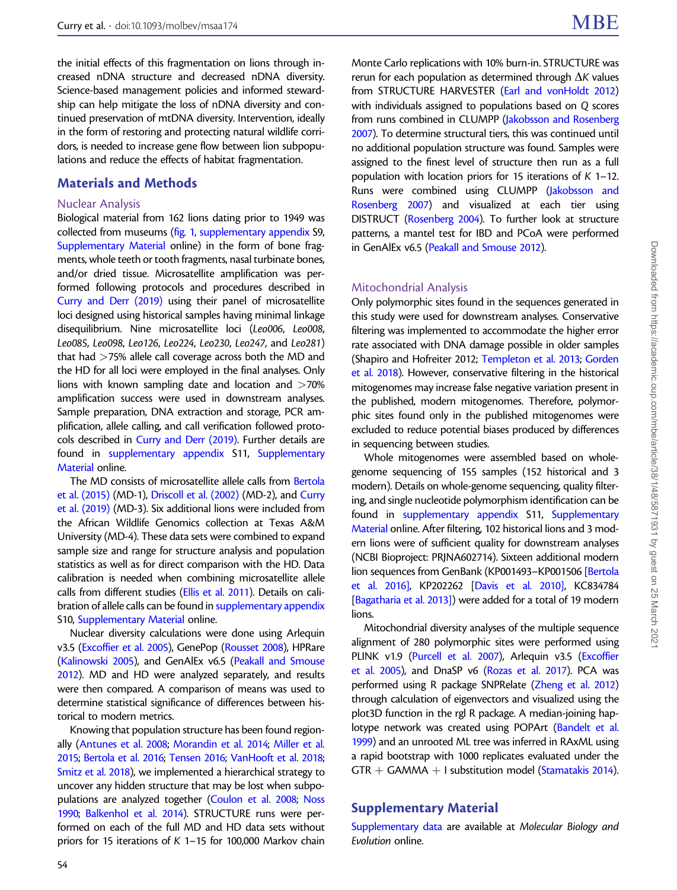the initial effects of this fragmentation on lions through increased nDNA structure and decreased nDNA diversity. Science-based management policies and informed stewardship can help mitigate the loss of nDNA diversity and continued preservation of mtDNA diversity. Intervention, ideally in the form of restoring and protecting natural wildlife corridors, is needed to increase gene flow between lion subpopulations and reduce the effects of habitat fragmentation.

## Materials and Methods

### Nuclear Analysis

Biological material from 162 lions dating prior to 1949 was collected from museums (fig. 1, supplementary appendix S9, Supplementary Material online) in the form of bone fragments, whole teeth or tooth fragments, nasal turbinate bones, and/or dried tissue. Microsatellite amplification was performed following protocols and procedures described in Curry and Derr (2019) using their panel of microsatellite loci designed using historical samples having minimal linkage disequilibrium. Nine microsatellite loci (*Leo006*, *Leo008*, *Leo085*, *Leo098*, *Leo126*, *Leo224*, *Leo230*, *Leo247*, and *Leo281*) that had >75% allele call coverage across both the MD and the HD for all loci were employed in the final analyses. Only lions with known sampling date and location and >70% amplification success were used in downstream analyses. Sample preparation, DNA extraction and storage, PCR amplification, allele calling, and call verification followed protocols described in Curry and Derr (2019). Further details are found in supplementary appendix S11, Supplementary Material online.

The MD consists of microsatellite allele calls from Bertola et al. (2015) (MD-1), Driscoll et al. (2002) (MD-2), and Curry et al. (2019) (MD-3). Six additional lions were included from the African Wildlife Genomics collection at Texas A&M University (MD-4). These data sets were combined to expand sample size and range for structure analysis and population statistics as well as for direct comparison with the HD. Data calibration is needed when combining microsatellite allele calls from different studies (Ellis et al. 2011). Details on calibration of allele calls can be found in supplementary appendix S10, Supplementary Material online.

Nuclear diversity calculations were done using Arlequin v3.5 (Excoffier et al. 2005), GenePop (Rousset 2008), HPRare (Kalinowski 2005), and GenAlEx v6.5 (Peakall and Smouse 2012). MD and HD were analyzed separately, and results were then compared. A comparison of means was used to determine statistical significance of differences between historical to modern metrics.

Knowing that population structure has been found regionally (Antunes et al. 2008; Morandin et al. 2014; Miller et al. 2015; Bertola et al. 2016; Tensen 2016; VanHooft et al. 2018; Smitz et al. 2018), we implemented a hierarchical strategy to uncover any hidden structure that may be lost when subpopulations are analyzed together (Coulon et al. 2008; Noss 1990; Balkenhol et al. 2014). STRUCTURE runs were performed on each of the full MD and HD data sets without priors for 15 iterations of *K* 1–15 for 100,000 Markov chain Monte Carlo replications with 10% burn-in. STRUCTURE was rerun for each population as determined through Δ*K* values from STRUCTURE HARVESTER (Earl and vonHoldt 2012) with individuals assigned to populations based on *Q* scores from runs combined in CLUMPP (Jakobsson and Rosenberg 2007). To determine structural tiers, this was continued until no additional population structure was found. Samples were assigned to the finest level of structure then run as a full population with location priors for 15 iterations of *K* 1–12. Runs were combined using CLUMPP (Jakobsson and Rosenberg 2007) and visualized at each tier using DISTRUCT (Rosenberg 2004). To further look at structure patterns, a mantel test for IBD and PCoA were performed in GenAlEx v6.5 (Peakall and Smouse 2012).

### Mitochondrial Analysis

Only polymorphic sites found in the sequences generated in this study were used for downstream analyses. Conservative filtering was implemented to accommodate the higher error rate associated with DNA damage possible in older samples (Shapiro and Hofreiter 2012; Templeton et al. 2013; Gorden et al. 2018). However, conservative filtering in the historical mitogenomes may increase false negative variation present in the published, modern mitogenomes. Therefore, polymorphic sites found only in the published mitogenomes were excluded to reduce potential biases produced by differences in sequencing between studies.

Whole mitogenomes were assembled based on whole-genome sequencing of 155 samples (152 historical and 3 modern). Details on whole-genome sequencing, quality filtering, and single nucleotide polymorphism identification can be found in supplementary appendix S11, Supplementary Material online. After filtering, 102 historical lions and 3 modern lions were of sufficient quality for downstream analyses (NCBI Bioproject: PRJNA602714). Sixteen additional modern lion sequences from GenBank (KP001493–KP001506 [Bertola et al. 2016], KP202262 [Davis et al. 2010], KC834784 [Bagatharia et al. 2013]) were added for a total of 19 modern lions.

Mitochondrial diversity analyses of the multiple sequence alignment of 280 polymorphic sites were performed using PLINK v1.9 (Purcell et al. 2007), Arlequin v3.5 (Excoffier et al. 2005), and DnaSP v6 (Rozas et al. 2017). PCA was performed using R package SNPRelate (Zheng et al. 2012) through calculation of eigenvectors and visualized using the plot3D function in the rgl R package. A median-joining haplotype network was created using POPArt (Bandelt et al. 1999) and an unrooted ML tree was inferred in RAxML using a rapid bootstrap with 1000 replicates evaluated under the GTR + GAMMA + I substitution model (Stamatakis 2014).

## Supplementary Material

Supplementary data are available at *Molecular Biology and Evolution* online.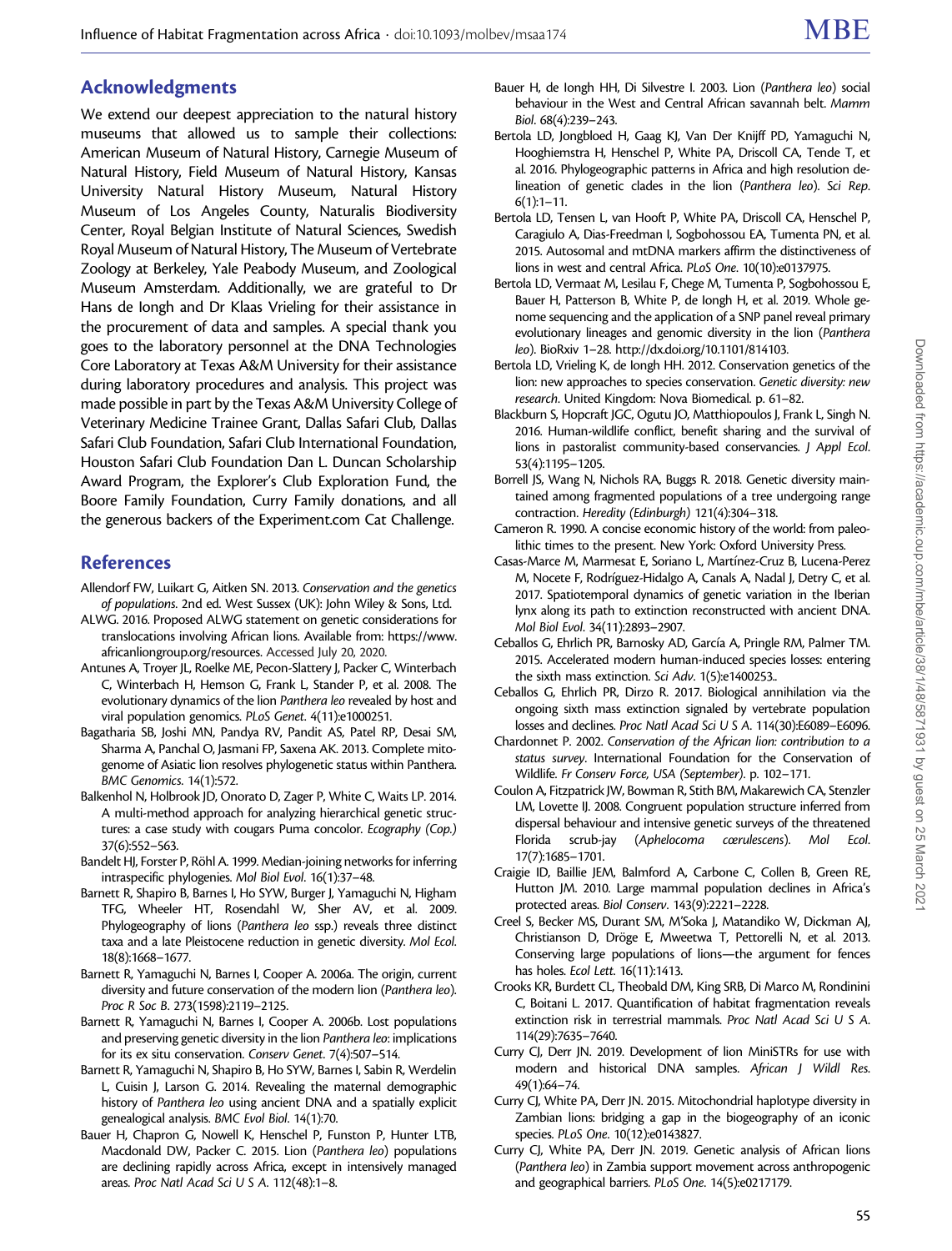## Acknowledgments

We extend our deepest appreciation to the natural history museums that allowed us to sample their collections: American Museum of Natural History, Carnegie Museum of Natural History, Field Museum of Natural History, Kansas University Natural History Museum, Natural History Museum of Los Angeles County, Naturalis Biodiversity Center, Royal Belgian Institute of Natural Sciences, Swedish Royal Museum of Natural History, The Museum of Vertebrate Zoology at Berkeley, Yale Peabody Museum, and Zoological Museum Amsterdam. Additionally, we are grateful to Dr Hans de Iongh and Dr Klaas Vrieling for their assistance in the procurement of data and samples. A special thank you goes to the laboratory personnel at the DNA Technologies Core Laboratory at Texas A&M University for their assistance during laboratory procedures and analysis. This project was made possible in part by the Texas A&M University College of Veterinary Medicine Trainee Grant, Dallas Safari Club, Dallas Safari Club Foundation, Safari Club International Foundation, Houston Safari Club Foundation Dan L. Duncan Scholarship Award Program, the Explorer's Club Exploration Fund, the Boore Family Foundation, Curry Family donations, and all the generous backers of the Experiment.com Cat Challenge.

## References

Allendorf FW, Luikart G, Aitken SN. 2013. *Conservation and the genetics of populations*. 2nd ed. West Sussex (UK): John Wiley & Sons, Ltd.

ALWG. 2016. Proposed ALWG statement on genetic considerations for translocations involving African lions. Available from: https://www.africanliongroup.org/resources. Accessed July 20, 2020.

Antunes A, Troyer JL, Roelke ME, Pecon-Slattery J, Packer C, Winterbach C, Winterbach H, Hemson G, Frank L, Stander P, et al. 2008. The evolutionary dynamics of the lion *Panthera leo* revealed by host and viral population genomics. *PLoS Genet*. 4(11):e1000251.

Bagatharia SB, Joshi MN, Pandya RV, Pandit AS, Patel RP, Desai SM, Sharma A, Panchal O, Jasmani FP, Saxena AK. 2013. Complete mitogenome of Asiatic lion resolves phylogenetic status within Panthera. *BMC Genomics*. 14(1):572.

Balkenhol N, Holbrook JD, Onorato D, Zager P, White C, Waits LP. 2014. A multi-method approach for analyzing hierarchical genetic structures: a case study with cougars Puma concolor. *Ecography (Cop.)* 37(6):552–563.

Bandelt HJ, Forster P, Röhl A. 1999. Median-joining networks for inferring intraspecific phylogenies. *Mol Biol Evol*. 16(1):37–48.

Barnett R, Shapiro B, Barnes I, Ho SYW, Burger J, Yamaguchi N, Higham TFG, Wheeler HT, Rosendahl W, Sher AV, et al. 2009. Phylogeography of lions (*Panthera leo* ssp.) reveals three distinct taxa and a late Pleistocene reduction in genetic diversity. *Mol Ecol*. 18(8):1668–1677.

Barnett R, Yamaguchi N, Barnes I, Cooper A. 2006a. The origin, current diversity and future conservation of the modern lion (*Panthera leo*). *Proc R Soc B*. 273(1598):2119–2125.

Barnett R, Yamaguchi N, Barnes I, Cooper A. 2006b. Lost populations and preserving genetic diversity in the lion *Panthera leo*: implications for its ex situ conservation. *Conserv Genet*. 7(4):507–514.

Barnett R, Yamaguchi N, Shapiro B, Ho SYW, Barnes I, Sabin R, Werdelin L, Cuisin J, Larson G. 2014. Revealing the maternal demographic history of *Panthera leo* using ancient DNA and a spatially explicit genealogical analysis. *BMC Evol Biol*. 14(1):70.

Bauer H, Chapron G, Nowell K, Henschel P, Funston P, Hunter LTB, Macdonald DW, Packer C. 2015. Lion (*Panthera leo*) populations are declining rapidly across Africa, except in intensively managed areas. *Proc Natl Acad Sci U S A*. 112(48):1–8.

Bauer H, de Iongh HH, Di Silvestre I. 2003. Lion (*Panthera leo*) social behaviour in the West and Central African savannah belt. *Mamm Biol*. 68(4):239–243.

Bertola LD, Jongbloed H, Gaag KJ, Van Der Knijff PD, Yamaguchi N, Hooghiemstra H, Henschel P, White PA, Driscoll CA, Tende T, et al. 2016. Phylogeographic patterns in Africa and high resolution delineation of genetic clades in the lion (*Panthera leo*). *Sci Rep*. 6(1):1–11.

Bertola LD, Tensen L, van Hooft P, White PA, Driscoll CA, Henschel P, Caragiulo A, Dias-Freedman I, Sogbohossou EA, Tumenta PN, et al. 2015. Autosomal and mtDNA markers affirm the distinctiveness of lions in west and central Africa. *PLoS One*. 10(10):e0137975.

Bertola LD, Vermaat M, Lesilau F, Chege M, Tumenta P, Sogbohossou E, Bauer H, Patterson B, White P, de Iongh H, et al. 2019. Whole genome sequencing and the application of a SNP panel reveal primary evolutionary lineages and genomic diversity in the lion (*Panthera leo*). BioRxiv 1–28. http://dx.doi.org/10.1101/814103.

Bertola LD, Vrieling K, de Iongh HH. 2012. Conservation genetics of the lion: new approaches to species conservation. *Genetic diversity: new research*. United Kingdom: Nova Biomedical. p. 61–82.

Blackburn S, Hopcraft JGC, Ogutu JO, Matthiopoulos J, Frank L, Singh N. 2016. Human-wildlife conflict, benefit sharing and the survival of lions in pastoralist community-based conservancies. *J Appl Ecol*. 53(4):1195–1205.

Borrell JS, Wang N, Nichols RA, Buggs R. 2018. Genetic diversity maintained among fragmented populations of a tree undergoing range contraction. *Heredity (Edinburgh)* 121(4):304–318.

Cameron R. 1990. A concise economic history of the world: from paleolithic times to the present. New York: Oxford University Press.

Casas-Marce M, Marmesat E, Soriano L, Martínez-Cruz B, Lucena-Perez M, Nocete F, Rodríguez-Hidalgo A, Canals A, Nadal J, Detry C, et al. 2017. Spatiotemporal dynamics of genetic variation in the Iberian lynx along its path to extinction reconstructed with ancient DNA. *Mol Biol Evol*. 34(11):2893–2907.

Ceballos G, Ehrlich PR, Barnosky AD, García A, Pringle RM, Palmer TM. 2015. Accelerated modern human-induced species losses: entering the sixth mass extinction. *Sci Adv*. 1(5):e1400253..

Ceballos G, Ehrlich PR, Dirzo R. 2017. Biological annihilation via the ongoing sixth mass extinction signaled by vertebrate population losses and declines. *Proc Natl Acad Sci U S A*. 114(30):E6089–E6096.

Chardonnet P. 2002. *Conservation of the African lion: contribution to a status survey*. International Foundation for the Conservation of Wildlife. *Fr Conserv Force, USA (September)*. p. 102–171.

Coulon A, Fitzpatrick JW, Bowman R, Stith BM, Makarewich CA, Stenzler LM, Lovette IJ. 2008. Congruent population structure inferred from dispersal behaviour and intensive genetic surveys of the threatened Florida scrub-jay (*Aphelocoma cœrulescens*). *Mol Ecol*. 17(7):1685–1701.

Craigie ID, Baillie JEM, Balmford A, Carbone C, Collen B, Green RE, Hutton JM. 2010. Large mammal population declines in Africa's protected areas. *Biol Conserv*. 143(9):2221–2228.

Creel S, Becker MS, Durant SM, M'Soka J, Matandiko W, Dickman AJ, Christianson D, Dröge E, Mweetwa T, Pettorelli N, et al. 2013. Conserving large populations of lions—the argument for fences has holes. *Ecol Lett*. 16(11):1413.

Crooks KR, Burdett CL, Theobald DM, King SRB, Di Marco M, Rondinini C, Boitani L. 2017. Quantification of habitat fragmentation reveals extinction risk in terrestrial mammals. *Proc Natl Acad Sci U S A*. 114(29):7635–7640.

Curry CJ, Derr JN. 2019. Development of lion MiniSTRs for use with modern and historical DNA samples. *African J Wildl Res*. 49(1):64–74.

Curry CJ, White PA, Derr JN. 2015. Mitochondrial haplotype diversity in Zambian lions: bridging a gap in the biogeography of an iconic species. *PLoS One*. 10(12):e0143827.

Curry CJ, White PA, Derr JN. 2019. Genetic analysis of African lions (*Panthera leo*) in Zambia support movement across anthropogenic and geographical barriers. *PLoS One*. 14(5):e0217179.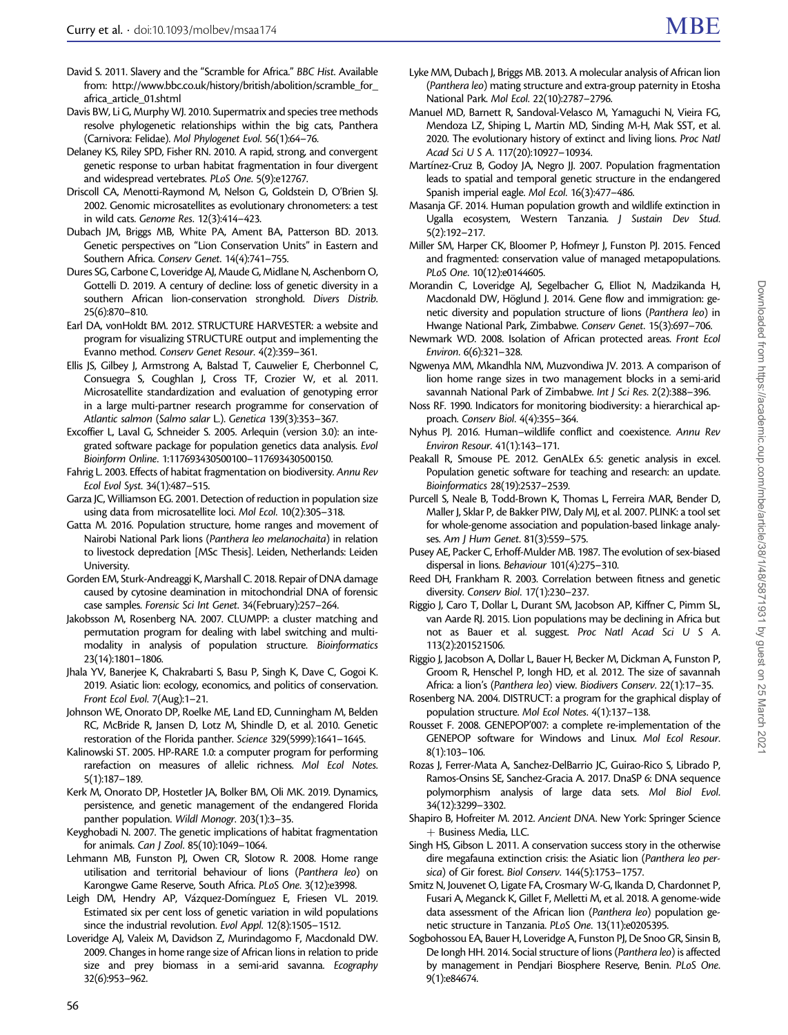David S. 2011. Slavery and the "Scramble for Africa." *BBC Hist*. Available from: http://www.bbc.co.uk/history/british/abolition/scramble_for_africa_article_01.shtml

Davis BW, Li G, Murphy WJ. 2010. Supermatrix and species tree methods resolve phylogenetic relationships within the big cats, Panthera (Carnivora: Felidae). *Mol Phylogenet Evol*. 56(1):64–76.

Delaney KS, Riley SPD, Fisher RN. 2010. A rapid, strong, and convergent genetic response to urban habitat fragmentation in four divergent and widespread vertebrates. *PLoS One*. 5(9):e12767.

Driscoll CA, Menotti-Raymond M, Nelson G, Goldstein D, O'Brien SJ. 2002. Genomic microsatellites as evolutionary chronometers: a test in wild cats. *Genome Res*. 12(3):414–423.

Dubach JM, Briggs MB, White PA, Ament BA, Patterson BD. 2013. Genetic perspectives on "Lion Conservation Units" in Eastern and Southern Africa. *Conserv Genet*. 14(4):741–755.

Dures SG, Carbone C, Loveridge AJ, Maude G, Midlane N, Aschenborn O, Gottelli D. 2019. A century of decline: loss of genetic diversity in a southern African lion-conservation stronghold. *Divers Distrib*. 25(6):870–810.

Earl DA, vonHoldt BM. 2012. STRUCTURE HARVESTER: a website and program for visualizing STRUCTURE output and implementing the Evanno method. *Conserv Genet Resour*. 4(2):359–361.

Ellis JS, Gilbey J, Armstrong A, Balstad T, Cauwelier E, Cherbonnel C, Consuegra S, Coughlan J, Cross TF, Crozier W, et al. 2011. Microsatellite standardization and evaluation of genotyping error in a large multi-partner research programme for conservation of Atlantic salmon (*Salmo salar* L.). *Genetica* 139(3):353–367.

Excoffier L, Laval G, Schneider S. 2005. Arlequin (version 3.0): an integrated software package for population genetics data analysis. *Evol Bioinform Online*. 1:117693430500100–117693430500150.

Fahrig L. 2003. Effects of habitat fragmentation on biodiversity. *Annu Rev Ecol Evol Syst*. 34(1):487–515.

Garza JC, Williamson EG. 2001. Detection of reduction in population size using data from microsatellite loci. *Mol Ecol*. 10(2):305–318.

Gatta M. 2016. Population structure, home ranges and movement of Nairobi National Park lions (*Panthera leo melanochaita*) in relation to livestock depredation [MSc Thesis]. Leiden, Netherlands: Leiden University.

Gorden EM, Sturk-Andreaggi K, Marshall C. 2018. Repair of DNA damage caused by cytosine deamination in mitochondrial DNA of forensic case samples. *Forensic Sci Int Genet*. 34(February):257–264.

Jakobsson M, Rosenberg NA. 2007. CLUMPP: a cluster matching and permutation program for dealing with label switching and multimodality in analysis of population structure. *Bioinformatics* 23(14):1801–1806.

Jhala YV, Banerjee K, Chakrabarti S, Basu P, Singh K, Dave C, Gogoi K. 2019. Asiatic lion: ecology, economics, and politics of conservation. *Front Ecol Evol*. 7(Aug):1–21.

Johnson WE, Onorato DP, Roelke ME, Land ED, Cunningham M, Belden RC, McBride R, Jansen D, Lotz M, Shindle D, et al. 2010. Genetic restoration of the Florida panther. *Science* 329(5999):1641–1645.

Kalinowski ST. 2005. HP-RARE 1.0: a computer program for performing rarefaction on measures of allelic richness. *Mol Ecol Notes*. 5(1):187–189.

Kerk M, Onorato DP, Hostetler JA, Bolker BM, Oli MK. 2019. Dynamics, persistence, and genetic management of the endangered Florida panther population. *Wildl Monogr*. 203(1):3–35.

Keyghobadi N. 2007. The genetic implications of habitat fragmentation for animals. *Can J Zool*. 85(10):1049–1064.

Lehmann MB, Funston PJ, Owen CR, Slotow R. 2008. Home range utilisation and territorial behaviour of lions (*Panthera leo*) on Karongwe Game Reserve, South Africa. *PLoS One*. 3(12):e3998.

Leigh DM, Hendry AP, Vázquez-Domínguez E, Friesen VL. 2019. Estimated six per cent loss of genetic variation in wild populations since the industrial revolution. *Evol Appl*. 12(8):1505–1512.

Loveridge AJ, Valeix M, Davidson Z, Murindagomo F, Macdonald DW. 2009. Changes in home range size of African lions in relation to pride size and prey biomass in a semi-arid savanna. *Ecography* 32(6):953–962.

Lyke MM, Dubach J, Briggs MB. 2013. A molecular analysis of African lion (*Panthera leo*) mating structure and extra-group paternity in Etosha National Park. *Mol Ecol*. 22(10):2787–2796.

Manuel MD, Barnett R, Sandoval-Velasco M, Yamaguchi N, Vieira FG, Mendoza LZ, Shiping L, Martin MD, Sinding M-H, Mak SST, et al. 2020. The evolutionary history of extinct and living lions. *Proc Natl Acad Sci U S A*. 117(20):10927–10934.

Martínez-Cruz B, Godoy JA, Negro JJ. 2007. Population fragmentation leads to spatial and temporal genetic structure in the endangered Spanish imperial eagle. *Mol Ecol*. 16(3):477–486.

Masanja GF. 2014. Human population growth and wildlife extinction in Ugalla ecosystem, Western Tanzania. *J Sustain Dev Stud*. 5(2):192–217.

Miller SM, Harper CK, Bloomer P, Hofmeyr J, Funston PJ. 2015. Fenced and fragmented: conservation value of managed metapopulations. *PLoS One*. 10(12):e0144605.

Morandin C, Loveridge AJ, Segelbacher G, Elliot N, Madzikanda H, Macdonald DW, Höglund J. 2014. Gene flow and immigration: genetic diversity and population structure of lions (*Panthera leo*) in Hwange National Park, Zimbabwe. *Conserv Genet*. 15(3):697–706.

Newmark WD. 2008. Isolation of African protected areas. *Front Ecol Environ*. 6(6):321–328.

Ngwenya MM, Mkandhla NM, Muzvondiwa JV. 2013. A comparison of lion home range sizes in two management blocks in a semi-arid savannah National Park of Zimbabwe. *Int J Sci Res*. 2(2):388–396.

Noss RF. 1990. Indicators for monitoring biodiversity: a hierarchical approach. *Conserv Biol*. 4(4):355–364.

Nyhus PJ. 2016. Human–wildlife conflict and coexistence. *Annu Rev Environ Resour*. 41(1):143–171.

Peakall R, Smouse PE. 2012. GenAlEx 6.5: genetic analysis in excel. Population genetic software for teaching and research: an update. *Bioinformatics* 28(19):2537–2539.

Purcell S, Neale B, Todd-Brown K, Thomas L, Ferreira MAR, Bender D, Maller J, Sklar P, de Bakker PIW, Daly MJ, et al. 2007. PLINK: a tool set for whole-genome association and population-based linkage analyses. *Am J Hum Genet*. 81(3):559–575.

Pusey AE, Packer C, Erhoff-Mulder MB. 1987. The evolution of sex-biased dispersal in lions. *Behaviour* 101(4):275–310.

Reed DH, Frankham R. 2003. Correlation between fitness and genetic diversity. *Conserv Biol*. 17(1):230–237.

Riggio J, Caro T, Dollar L, Durant SM, Jacobson AP, Kiffner C, Pimm SL, van Aarde RJ. 2015. Lion populations may be declining in Africa but not as Bauer et al. suggest. *Proc Natl Acad Sci U S A*. 113(2):201521506.

Riggio J, Jacobson A, Dollar L, Bauer H, Becker M, Dickman A, Funston P, Groom R, Henschel P, Iongh HD, et al. 2012. The size of savannah Africa: a lion's (*Panthera leo*) view. *Biodivers Conserv*. 22(1):17–35.

Rosenberg NA. 2004. DISTRUCT: a program for the graphical display of population structure. *Mol Ecol Notes*. 4(1):137–138.

Rousset F. 2008. GENEPOP'007: a complete re-implementation of the GENEPOP software for Windows and Linux. *Mol Ecol Resour*. 8(1):103–106.

Rozas J, Ferrer-Mata A, Sanchez-DelBarrio JC, Guirao-Rico S, Librado P, Ramos-Onsins SE, Sanchez-Gracia A. 2017. DnaSP 6: DNA sequence polymorphism analysis of large data sets. *Mol Biol Evol*. 34(12):3299–3302.

Shapiro B, Hofreiter M. 2012. Ancient DNA. New York: Springer Science + Business Media, LLC.

Singh HS, Gibson L. 2011. A conservation success story in the otherwise dire megafauna extinction crisis: the Asiatic lion (*Panthera leo persica*) of Gir forest. *Biol Conserv*. 144(5):1753–1757.

Smitz N, Jouvenet O, Ligate FA, Crosmary W-G, Ikanda D, Chardonnet P, Fusari A, Meganck K, Gillet F, Melletti M, et al. 2018. A genome-wide data assessment of the African lion (*Panthera leo*) population genetic structure in Tanzania. *PLoS One*. 13(11):e0205395.

Sogbohossou EA, Bauer H, Loveridge A, Funston PJ, De Snoo GR, Sinsin B, De Iongh HH. 2014. Social structure of lions (*Panthera leo*) is affected by management in Pendjari Biosphere Reserve, Benin. *PLoS One*. 9(1):e84674.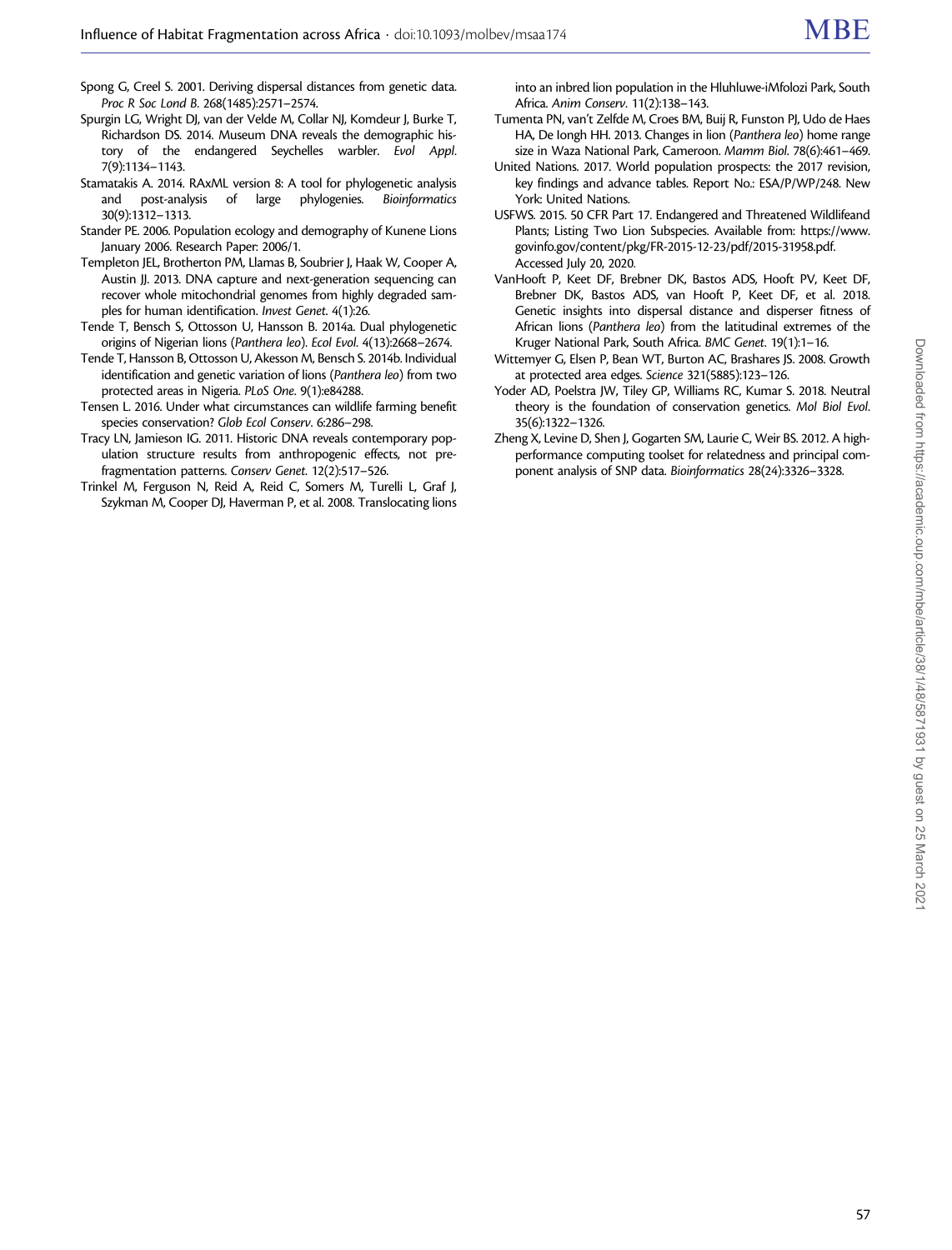Spong G, Creel S. 2001. Deriving dispersal distances from genetic data. *Proc R Soc Lond B*. 268(1485):2571–2574.

Spurgin LG, Wright DJ, van der Velde M, Collar NJ, Komdeur J, Burke T, Richardson DS. 2014. Museum DNA reveals the demographic history of the endangered Seychelles warbler. *Evol Appl*. 7(9):1134–1143.

Stamatakis A. 2014. RAxML version 8: A tool for phylogenetic analysis and post-analysis of large phylogenies. *Bioinformatics* 30(9):1312–1313.

Stander PE. 2006. Population ecology and demography of Kunene Lions January 2006. Research Paper: 2006/1.

Templeton JEL, Brotherton PM, Llamas B, Soubrier J, Haak W, Cooper A, Austin JJ. 2013. DNA capture and next-generation sequencing can recover whole mitochondrial genomes from highly degraded samples for human identification. *Invest Genet*. 4(1):26.

Tende T, Bensch S, Ottosson U, Hansson B. 2014a. Dual phylogenetic origins of Nigerian lions (*Panthera leo*). *Ecol Evol*. 4(13):2668–2674.

Tende T, Hansson B, Ottosson U, Akesson M, Bensch S. 2014b. Individual identification and genetic variation of lions (*Panthera leo*) from two protected areas in Nigeria. *PLoS One*. 9(1):e84288.

Tensen L. 2016. Under what circumstances can wildlife farming benefit species conservation? *Glob Ecol Conserv*. 6:286–298.

Tracy LN, Jamieson IG. 2011. Historic DNA reveals contemporary population structure results from anthropogenic effects, not pre-fragmentation patterns. *Conserv Genet*. 12(2):517–526.

Trinkel M, Ferguson N, Reid A, Reid C, Somers M, Turelli L, Graf J, Szykman M, Cooper DJ, Haverman P, et al. 2008. Translocating lions into an inbred lion population in the Hluhluwe-iMfolozi Park, South Africa. *Anim Conserv*. 11(2):138–143.

Tumenta PN, van't Zelfde M, Croes BM, Buij R, Funston PJ, Udo de Haes HA, De Iongh HH. 2013. Changes in lion (*Panthera leo*) home range size in Waza National Park, Cameroon. *Mamm Biol*. 78(6):461–469.

United Nations. 2017. World population prospects: the 2017 revision, key findings and advance tables. Report No.: ESA/P/WP/248. New York: United Nations.

USFWS. 2015. 50 CFR Part 17. Endangered and Threatened Wildlifeand Plants; Listing Two Lion Subspecies. Available from: https://www.govinfo.gov/content/pkg/FR-2015-12-23/pdf/2015-31958.pdf. Accessed July 20, 2020.

VanHooft P, Keet DF, Brebner DK, Bastos ADS, Hooft PV, Keet DF, Brebner DK, Bastos ADS, van Hooft P, Keet DF, et al. 2018. Genetic insights into dispersal distance and disperser fitness of African lions (*Panthera leo*) from the latitudinal extremes of the Kruger National Park, South Africa. *BMC Genet*. 19(1):1–16.

Wittemyer G, Elsen P, Bean WT, Burton AC, Brashares JS. 2008. Growth at protected area edges. *Science* 321(5885):123–126.

Yoder AD, Poelstra JW, Tiley GP, Williams RC, Kumar S. 2018. Neutral theory is the foundation of conservation genetics. *Mol Biol Evol*. 35(6):1322–1326.

Zheng X, Levine D, Shen J, Gogarten SM, Laurie C, Weir BS. 2012. A high-performance computing toolset for relatedness and principal component analysis of SNP data. *Bioinformatics* 28(24):3326–3328.